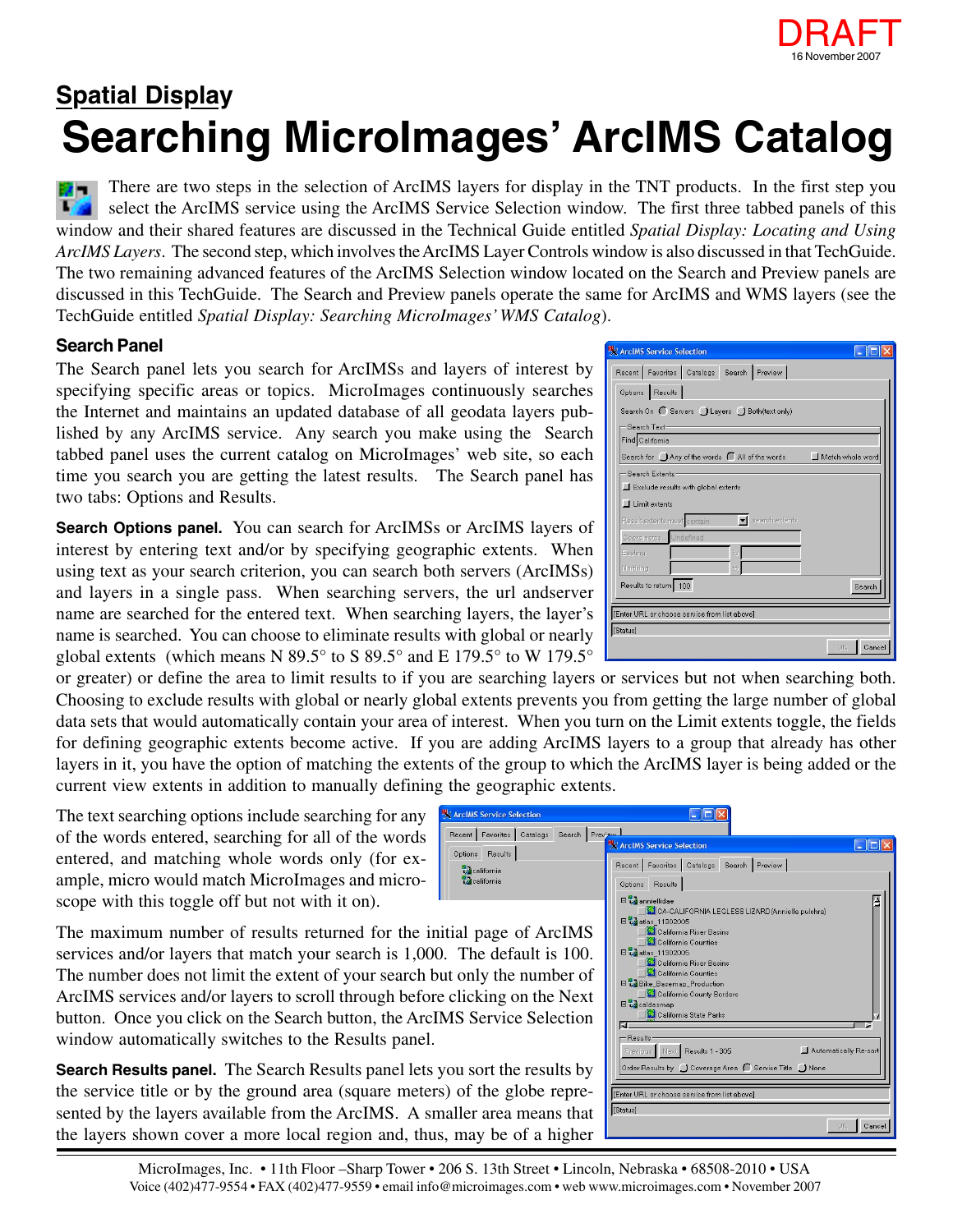DRAFT
16 November 2007

## Spatial Display

# Searching MicroImages' ArcIMS Catalog

There are two steps in the selection of ArcIMS layers for display in the TNT products. In the first step you select the ArcIMS service using the ArcIMS Service Selection window. The first three tabbed panels of this window and their shared features are discussed in the Technical Guide entitled *Spatial Display: Locating and Using ArcIMS Layers*. The second step, which involves the ArcIMS Layer Controls window is also discussed in that TechGuide. The two remaining advanced features of the ArcIMS Selection window located on the Search and Preview panels are discussed in this TechGuide. The Search and Preview panels operate the same for ArcIMS and WMS layers (see the TechGuide entitled *Spatial Display: Searching MicroImages' WMS Catalog*).

### Search Panel

The Search panel lets you search for ArcIMSs and layers of interest by specifying specific areas or topics. MicroImages continuously searches the Internet and maintains an updated database of all geodata layers published by any ArcIMS service. Any search you make using the Search tabbed panel uses the current catalog on MicroImages' web site, so each time you search you are getting the latest results. The Search panel has two tabs: Options and Results.

**Search Options panel.** You can search for ArcIMSs or ArcIMS layers of interest by entering text and/or by specifying geographic extents. When using text as your search criterion, you can search both servers (ArcIMSs) and layers in a single pass. When searching servers, the url andserver name are searched for the entered text. When searching layers, the layer's name is searched. You can choose to eliminate results with global or nearly global extents (which means N 89.5° to S 89.5° and E 179.5° to W 179.5° or greater) or define the area to limit results to if you are searching layers or services but not when searching both. Choosing to exclude results with global or nearly global extents prevents you from getting the large number of global data sets that would automatically contain your area of interest. When you turn on the Limit extents toggle, the fields for defining geographic extents become active. If you are adding ArcIMS layers to a group that already has other layers in it, you have the option of matching the extents of the group to which the ArcIMS layer is being added or the current view extents in addition to manually defining the geographic extents.

The text searching options include searching for any of the words entered, searching for all of the words entered, and matching whole words only (for example, micro would match MicroImages and microscope with this toggle off but not with it on).

The maximum number of results returned for the initial page of ArcIMS services and/or layers that match your search is 1,000. The default is 100. The number does not limit the extent of your search but only the number of ArcIMS services and/or layers to scroll through before clicking on the Next button. Once you click on the Search button, the ArcIMS Service Selection window automatically switches to the Results panel.

**Search Results panel.** The Search Results panel lets you sort the results by the service title or by the ground area (square meters) of the globe represented by the layers available from the ArcIMS. A smaller area means that the layers shown cover a more local region and, thus, may be of a higher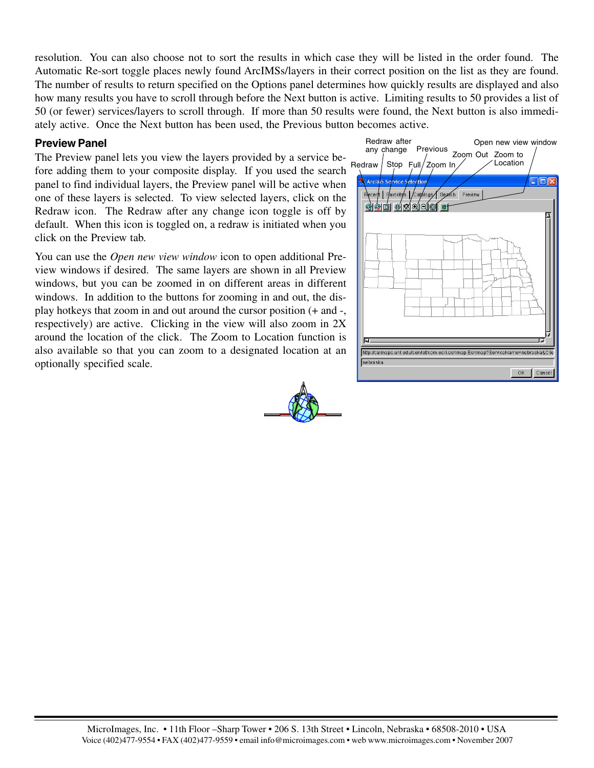resolution. You can also choose not to sort the results in which case they will be listed in the order found. The Automatic Re-sort toggle places newly found ArcIMSs/layers in their correct position on the list as they are found. The number of results to return specified on the Options panel determines how quickly results are displayed and also how many results you have to scroll through before the Next button is active. Limiting results to 50 provides a list of 50 (or fewer) services/layers to scroll through. If more than 50 results were found, the Next button is also immediately active. Once the Next button has been used, the Previous button becomes active.

### Preview Panel

The Preview panel lets you view the layers provided by a service before adding them to your composite display. If you used the search panel to find individual layers, the Preview panel will be active when one of these layers is selected. To view selected layers, click on the Redraw icon. The Redraw after any change icon toggle is off by default. When this icon is toggled on, a redraw is initiated when you click on the Preview tab.

You can use the *Open new view window* icon to open additional Preview windows if desired. The same layers are shown in all Preview windows, but you can be zoomed in on different areas in different windows. In addition to the buttons for zooming in and out, the display hotkeys that zoom in and out around the cursor position (+ and -, respectively) are active. Clicking in the view will also zoom in 2X around the location of the click. The Zoom to Location function is also available so that you can zoom to a designated location at an optionally specified scale.

Redraw after any change
Previous
Open new view window
Zoom Out
Zoom to Location
Redraw
Stop
Full
Zoom In